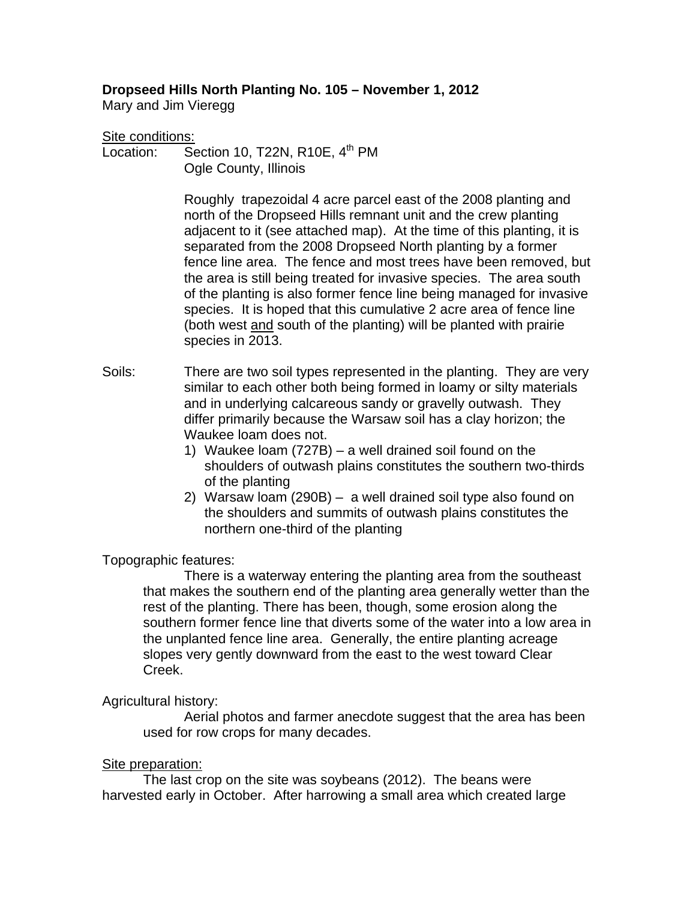**Dropseed Hills North Planting No. 105 – November 1, 2012**

Mary and Jim Vieregg

Site conditions:

Location: Section 10, T22N, R10E, 4th PM
Ogle County, Illinois

Roughly trapezoidal 4 acre parcel east of the 2008 planting and north of the Dropseed Hills remnant unit and the crew planting adjacent to it (see attached map). At the time of this planting, it is separated from the 2008 Dropseed North planting by a former fence line area. The fence and most trees have been removed, but the area is still being treated for invasive species. The area south of the planting is also former fence line being managed for invasive species. It is hoped that this cumulative 2 acre area of fence line (both west and south of the planting) will be planted with prairie species in 2013.

Soils: There are two soil types represented in the planting. They are very similar to each other both being formed in loamy or silty materials and in underlying calcareous sandy or gravelly outwash. They differ primarily because the Warsaw soil has a clay horizon; the Waukee loam does not.

1) Waukee loam (727B) – a well drained soil found on the shoulders of outwash plains constitutes the southern two-thirds of the planting
2) Warsaw loam (290B) – a well drained soil type also found on the shoulders and summits of outwash plains constitutes the northern one-third of the planting

Topographic features:

There is a waterway entering the planting area from the southeast that makes the southern end of the planting area generally wetter than the rest of the planting. There has been, though, some erosion along the southern former fence line that diverts some of the water into a low area in the unplanted fence line area. Generally, the entire planting acreage slopes very gently downward from the east to the west toward Clear Creek.

Agricultural history:

Aerial photos and farmer anecdote suggest that the area has been used for row crops for many decades.

Site preparation:

The last crop on the site was soybeans (2012). The beans were harvested early in October. After harrowing a small area which created large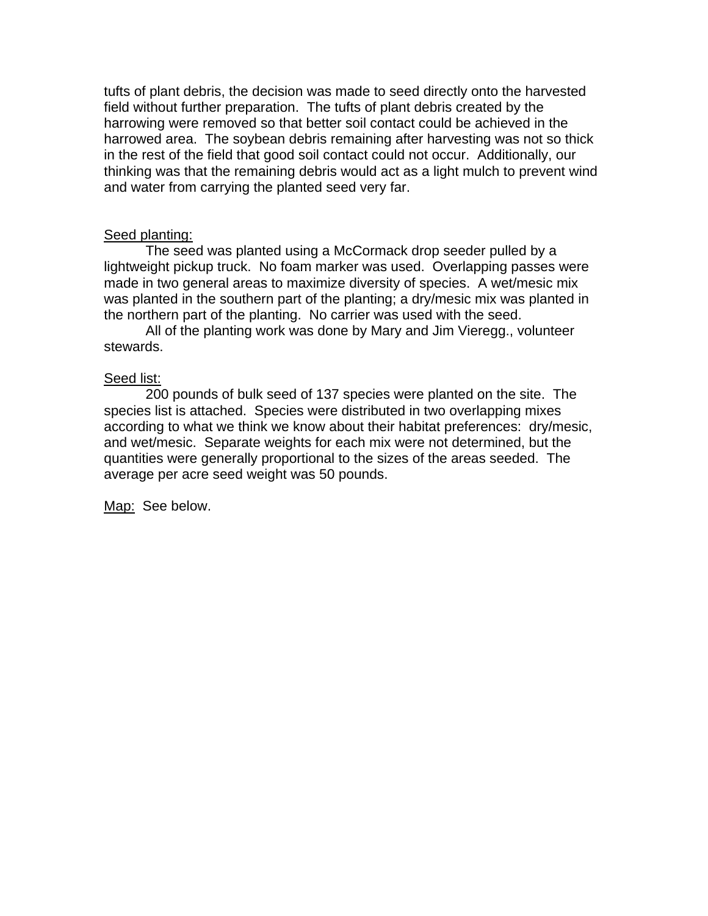tufts of plant debris, the decision was made to seed directly onto the harvested field without further preparation. The tufts of plant debris created by the harrowing were removed so that better soil contact could be achieved in the harrowed area. The soybean debris remaining after harvesting was not so thick in the rest of the field that good soil contact could not occur. Additionally, our thinking was that the remaining debris would act as a light mulch to prevent wind and water from carrying the planted seed very far.

<u>Seed planting:</u>

The seed was planted using a McCormack drop seeder pulled by a lightweight pickup truck. No foam marker was used. Overlapping passes were made in two general areas to maximize diversity of species. A wet/mesic mix was planted in the southern part of the planting; a dry/mesic mix was planted in the northern part of the planting. No carrier was used with the seed.

All of the planting work was done by Mary and Jim Vieregg., volunteer stewards.

<u>Seed list:</u>

200 pounds of bulk seed of 137 species were planted on the site. The species list is attached. Species were distributed in two overlapping mixes according to what we think we know about their habitat preferences: dry/mesic, and wet/mesic. Separate weights for each mix were not determined, but the quantities were generally proportional to the sizes of the areas seeded. The average per acre seed weight was 50 pounds.

<u>Map:</u> See below.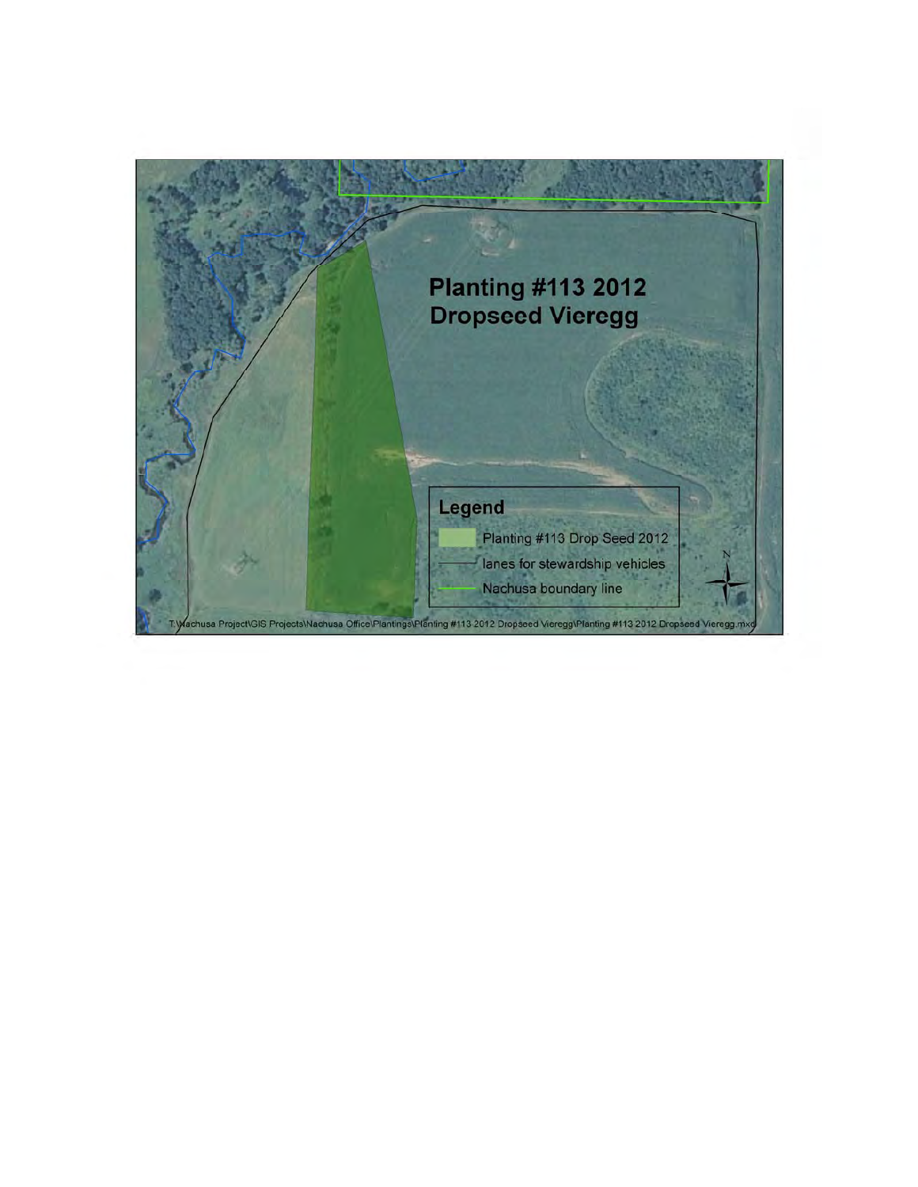# Planting #113 2012 Dropseed Vieregg

**Legend**

- Planting #113 Drop Seed 2012
- lanes for stewardship vehicles
- Nachusa boundary line

T:\Nachusa Project\GIS Projects\Nachusa Office\Plantings\Planting #113 2012 Dropseed Vieregg\Planting #113 2012 Dropseed Vieregg.mxd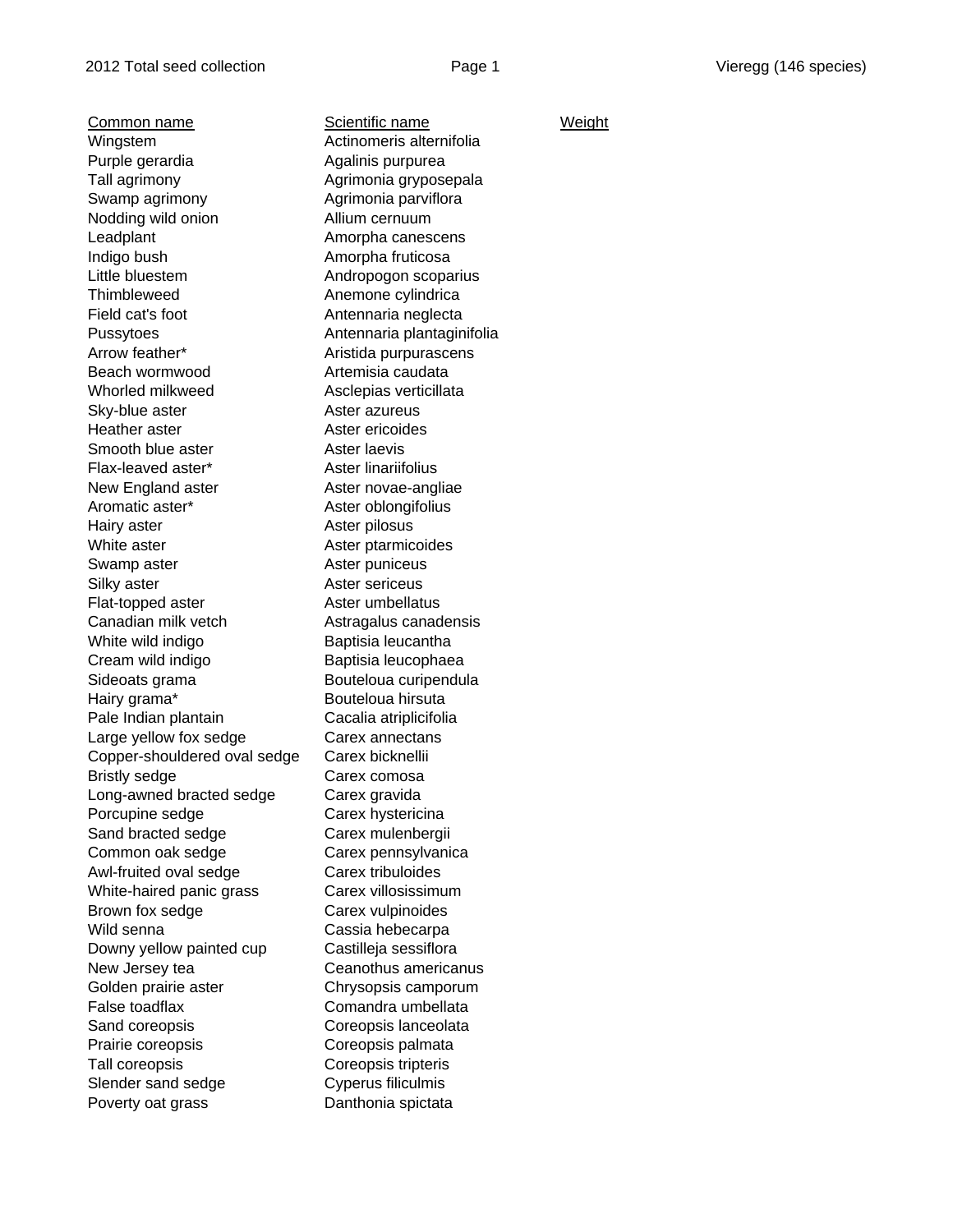| Common name | Scientific name | Weight |
|---|---|---|
| Wingstem | Actinomeris alternifolia | |
| Purple gerardia | Agalinis purpurea | |
| Tall agrimony | Agrimonia gryposepala | |
| Swamp agrimony | Agrimonia parviflora | |
| Nodding wild onion | Allium cernuum | |
| Leadplant | Amorpha canescens | |
| Indigo bush | Amorpha fruticosa | |
| Little bluestem | Andropogon scoparius | |
| Thimbleweed | Anemone cylindrica | |
| Field cat's foot | Antennaria neglecta | |
| Pussytoes | Antennaria plantaginifolia | |
| Arrow feather* | Aristida purpurascens | |
| Beach wormwood | Artemisia caudata | |
| Whorled milkweed | Asclepias verticillata | |
| Sky-blue aster | Aster azureus | |
| Heather aster | Aster ericoides | |
| Smooth blue aster | Aster laevis | |
| Flax-leaved aster* | Aster linariifolius | |
| New England aster | Aster novae-angliae | |
| Aromatic aster* | Aster oblongifolius | |
| Hairy aster | Aster pilosus | |
| White aster | Aster ptarmicoides | |
| Swamp aster | Aster puniceus | |
| Silky aster | Aster sericeus | |
| Flat-topped aster | Aster umbellatus | |
| Canadian milk vetch | Astragalus canadensis | |
| White wild indigo | Baptisia leucantha | |
| Cream wild indigo | Baptisia leucophaea | |
| Sideoats grama | Bouteloua curipendula | |
| Hairy grama* | Bouteloua hirsuta | |
| Pale Indian plantain | Cacalia atriplicifolia | |
| Large yellow fox sedge | Carex annectans | |
| Copper-shouldered oval sedge | Carex bicknellii | |
| Bristly sedge | Carex comosa | |
| Long-awned bracted sedge | Carex gravida | |
| Porcupine sedge | Carex hystericina | |
| Sand bracted sedge | Carex mulenbergii | |
| Common oak sedge | Carex pennsylvanica | |
| Awl-fruited oval sedge | Carex tribuloides | |
| White-haired panic grass | Carex villosissimum | |
| Brown fox sedge | Carex vulpinoides | |
| Wild senna | Cassia hebecarpa | |
| Downy yellow painted cup | Castilleja sessiflora | |
| New Jersey tea | Ceanothus americanus | |
| Golden prairie aster | Chrysopsis camporum | |
| False toadflax | Comandra umbellata | |
| Sand coreopsis | Coreopsis lanceolata | |
| Prairie coreopsis | Coreopsis palmata | |
| Tall coreopsis | Coreopsis tripteris | |
| Slender sand sedge | Cyperus filiculmis | |
| Poverty oat grass | Danthonia spictata | |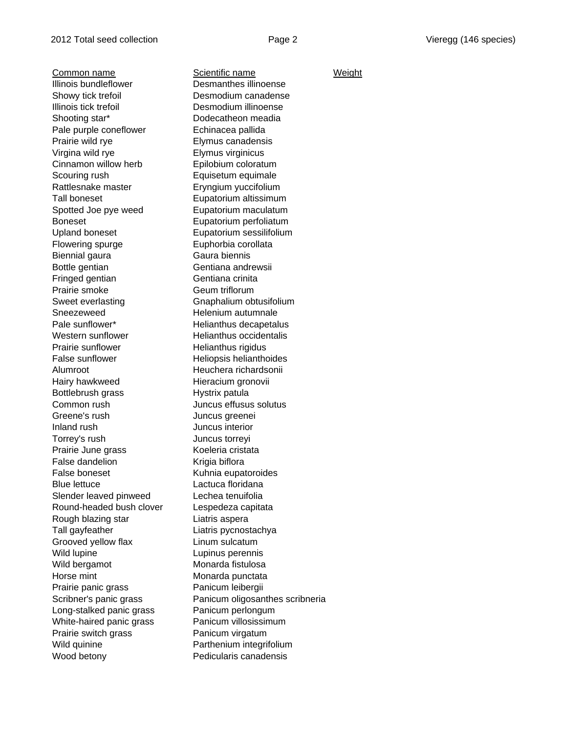| Common name | Scientific name | Weight |
| --- | --- | --- |
| Illinois bundleflower | Desmanthes illinoense | |
| Showy tick trefoil | Desmodium canadense | |
| Illinois tick trefoil | Desmodium illinoense | |
| Shooting star* | Dodecatheon meadia | |
| Pale purple coneflower | Echinacea pallida | |
| Prairie wild rye | Elymus canadensis | |
| Virgina wild rye | Elymus virginicus | |
| Cinnamon willow herb | Epilobium coloratum | |
| Scouring rush | Equisetum equimale | |
| Rattlesnake master | Eryngium yuccifolium | |
| Tall boneset | Eupatorium altissimum | |
| Spotted Joe pye weed | Eupatorium maculatum | |
| Boneset | Eupatorium perfoliatum | |
| Upland boneset | Eupatorium sessilifolium | |
| Flowering spurge | Euphorbia corollata | |
| Biennial gaura | Gaura biennis | |
| Bottle gentian | Gentiana andrewsii | |
| Fringed gentian | Gentiana crinita | |
| Prairie smoke | Geum triflorum | |
| Sweet everlasting | Gnaphalium obtusifolium | |
| Sneezeweed | Helenium autumnale | |
| Pale sunflower* | Helianthus decapetalus | |
| Western sunflower | Helianthus occidentalis | |
| Prairie sunflower | Helianthus rigidus | |
| False sunflower | Heliopsis helianthoides | |
| Alumroot | Heuchera richardsonii | |
| Hairy hawkweed | Hieracium gronovii | |
| Bottlebrush grass | Hystrix patula | |
| Common rush | Juncus effusus solutus | |
| Greene's rush | Juncus greenei | |
| Inland rush | Juncus interior | |
| Torrey's rush | Juncus torreyi | |
| Prairie June grass | Koeleria cristata | |
| False dandelion | Krigia biflora | |
| False boneset | Kuhnia eupatoroides | |
| Blue lettuce | Lactuca floridana | |
| Slender leaved pinweed | Lechea tenuifolia | |
| Round-headed bush clover | Lespedeza capitata | |
| Rough blazing star | Liatris aspera | |
| Tall gayfeather | Liatris pycnostachya | |
| Grooved yellow flax | Linum sulcatum | |
| Wild lupine | Lupinus perennis | |
| Wild bergamot | Monarda fistulosa | |
| Horse mint | Monarda punctata | |
| Prairie panic grass | Panicum leibergii | |
| Scribner's panic grass | Panicum oligosanthes scribneria | |
| Long-stalked panic grass | Panicum perlongum | |
| White-haired panic grass | Panicum villosissimum | |
| Prairie switch grass | Panicum virgatum | |
| Wild quinine | Parthenium integrifolium | |
| Wood betony | Pedicularis canadensis | |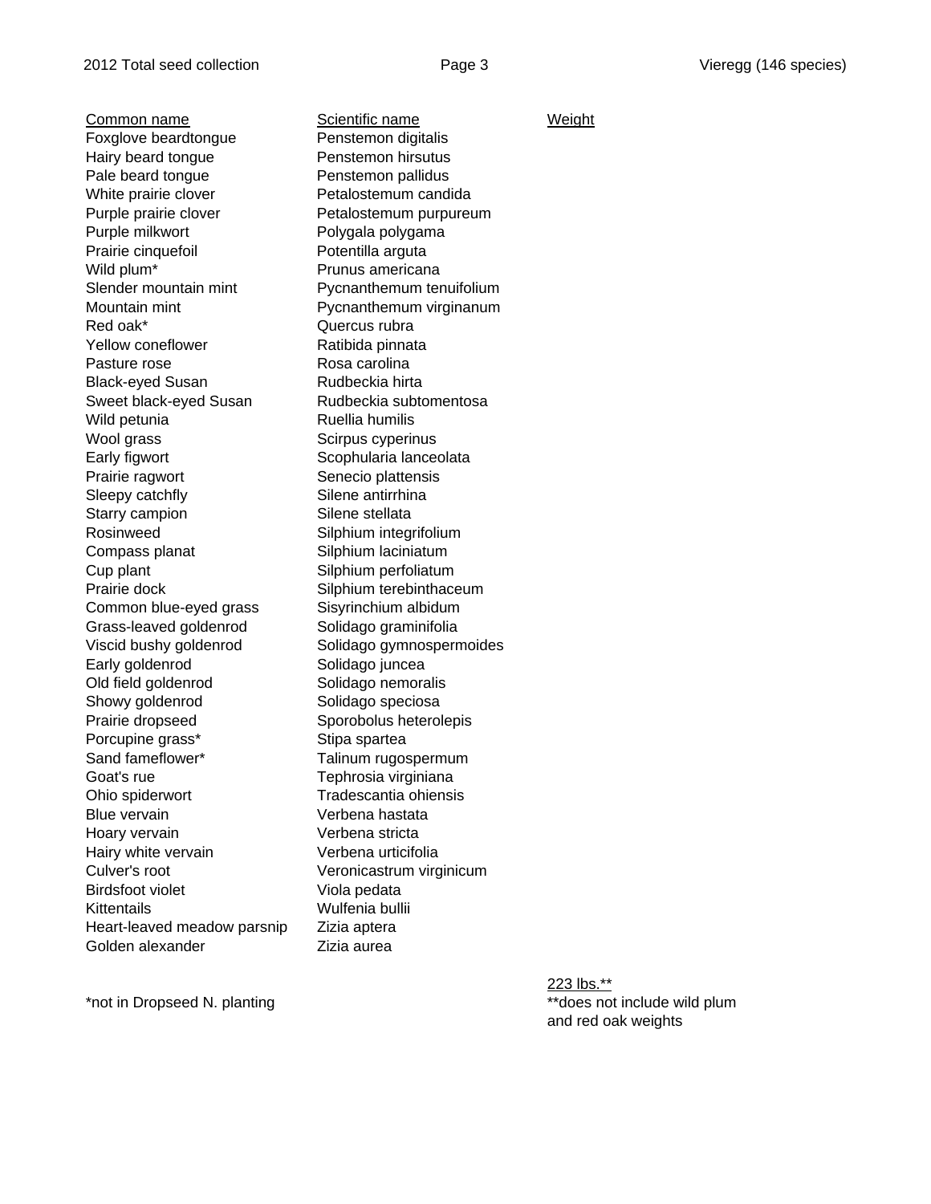| Common name | Scientific name | Weight |
|---|---|---|
| Foxglove beardtongue | Penstemon digitalis | |
| Hairy beard tongue | Penstemon hirsutus | |
| Pale beard tongue | Penstemon pallidus | |
| White prairie clover | Petalostemum candida | |
| Purple prairie clover | Petalostemum purpureum | |
| Purple milkwort | Polygala polygama | |
| Prairie cinquefoil | Potentilla arguta | |
| Wild plum* | Prunus americana | |
| Slender mountain mint | Pycnanthemum tenuifolium | |
| Mountain mint | Pycnanthemum virginanum | |
| Red oak* | Quercus rubra | |
| Yellow coneflower | Ratibida pinnata | |
| Pasture rose | Rosa carolina | |
| Black-eyed Susan | Rudbeckia hirta | |
| Sweet black-eyed Susan | Rudbeckia subtomentosa | |
| Wild petunia | Ruellia humilis | |
| Wool grass | Scirpus cyperinus | |
| Early figwort | Scophularia lanceolata | |
| Prairie ragwort | Senecio plattensis | |
| Sleepy catchfly | Silene antirrhina | |
| Starry campion | Silene stellata | |
| Rosinweed | Silphium integrifolium | |
| Compass planat | Silphium laciniatum | |
| Cup plant | Silphium perfoliatum | |
| Prairie dock | Silphium terebinthaceum | |
| Common blue-eyed grass | Sisyrinchium albidum | |
| Grass-leaved goldenrod | Solidago graminifolia | |
| Viscid bushy goldenrod | Solidago gymnospermoides | |
| Early goldenrod | Solidago juncea | |
| Old field goldenrod | Solidago nemoralis | |
| Showy goldenrod | Solidago speciosa | |
| Prairie dropseed | Sporobolus heterolepis | |
| Porcupine grass* | Stipa spartea | |
| Sand fameflower* | Talinum rugospermum | |
| Goat's rue | Tephrosia virginiana | |
| Ohio spiderwort | Tradescantia ohiensis | |
| Blue vervain | Verbena hastata | |
| Hoary vervain | Verbena stricta | |
| Hairy white vervain | Verbena urticifolia | |
| Culver's root | Veronicastrum virginicum | |
| Birdsfoot violet | Viola pedata | |
| Kittentails | Wulfenia bullii | |
| Heart-leaved meadow parsnip | Zizia aptera | |
| Golden alexander | Zizia aurea | |
| | | 223 lbs.** |

*not in Dropseed N. planting

**does not include wild plum and red oak weights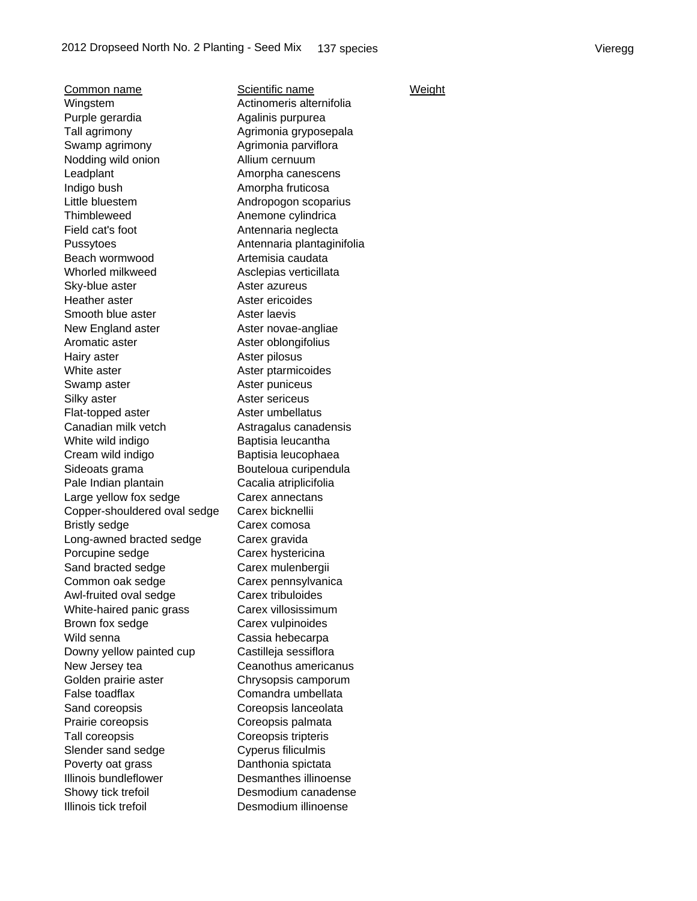2012 Dropseed North No. 2 Planting - Seed Mix 137 species Vieregg

| Common name | Scientific name | Weight |
|---|---|---|
| Wingstem | Actinomeris alternifolia | |
| Purple gerardia | Agalinis purpurea | |
| Tall agrimony | Agrimonia gryposepala | |
| Swamp agrimony | Agrimonia parviflora | |
| Nodding wild onion | Allium cernuum | |
| Leadplant | Amorpha canescens | |
| Indigo bush | Amorpha fruticosa | |
| Little bluestem | Andropogon scoparius | |
| Thimbleweed | Anemone cylindrica | |
| Field cat's foot | Antennaria neglecta | |
| Pussytoes | Antennaria plantaginifolia | |
| Beach wormwood | Artemisia caudata | |
| Whorled milkweed | Asclepias verticillata | |
| Sky-blue aster | Aster azureus | |
| Heather aster | Aster ericoides | |
| Smooth blue aster | Aster laevis | |
| New England aster | Aster novae-angliae | |
| Aromatic aster | Aster oblongifolius | |
| Hairy aster | Aster pilosus | |
| White aster | Aster ptarmicoides | |
| Swamp aster | Aster puniceus | |
| Silky aster | Aster sericeus | |
| Flat-topped aster | Aster umbellatus | |
| Canadian milk vetch | Astragalus canadensis | |
| White wild indigo | Baptisia leucantha | |
| Cream wild indigo | Baptisia leucophaea | |
| Sideoats grama | Bouteloua curipendula | |
| Pale Indian plantain | Cacalia atriplicifolia | |
| Large yellow fox sedge | Carex annectans | |
| Copper-shouldered oval sedge | Carex bicknellii | |
| Bristly sedge | Carex comosa | |
| Long-awned bracted sedge | Carex gravida | |
| Porcupine sedge | Carex hystericina | |
| Sand bracted sedge | Carex mulenbergii | |
| Common oak sedge | Carex pennsylvanica | |
| Awl-fruited oval sedge | Carex tribuloides | |
| White-haired panic grass | Carex villosissimum | |
| Brown fox sedge | Carex vulpinoides | |
| Wild senna | Cassia hebecarpa | |
| Downy yellow painted cup | Castilleja sessiflora | |
| New Jersey tea | Ceanothus americanus | |
| Golden prairie aster | Chrysopsis camporum | |
| False toadflax | Comandra umbellata | |
| Sand coreopsis | Coreopsis lanceolata | |
| Prairie coreopsis | Coreopsis palmata | |
| Tall coreopsis | Coreopsis tripteris | |
| Slender sand sedge | Cyperus filiculmis | |
| Poverty oat grass | Danthonia spictata | |
| Illinois bundleflower | Desmanthes illinoense | |
| Showy tick trefoil | Desmodium canadense | |
| Illinois tick trefoil | Desmodium illinoense | |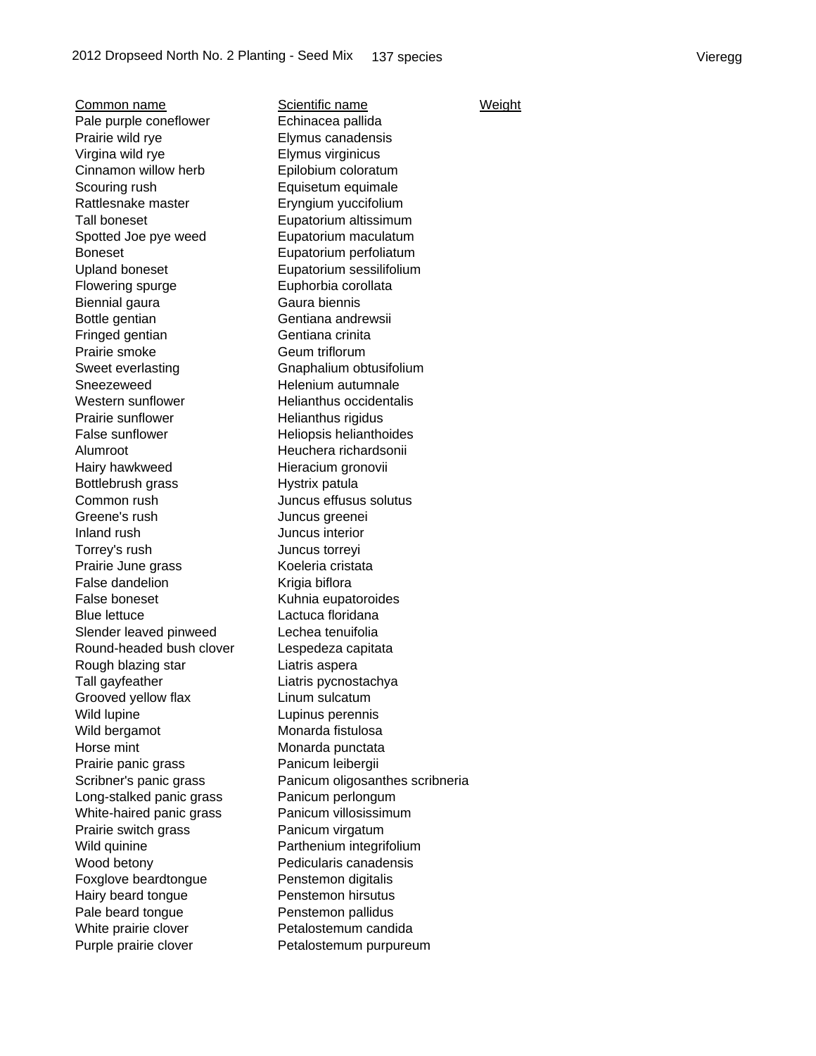2012 Dropseed North No. 2 Planting - Seed Mix 137 species Vieregg

| Common name | Scientific name | Weight |
| --- | --- | --- |
| Pale purple coneflower | Echinacea pallida | |
| Prairie wild rye | Elymus canadensis | |
| Virgina wild rye | Elymus virginicus | |
| Cinnamon willow herb | Epilobium coloratum | |
| Scouring rush | Equisetum equimale | |
| Rattlesnake master | Eryngium yuccifolium | |
| Tall boneset | Eupatorium altissimum | |
| Spotted Joe pye weed | Eupatorium maculatum | |
| Boneset | Eupatorium perfoliatum | |
| Upland boneset | Eupatorium sessilifolium | |
| Flowering spurge | Euphorbia corollata | |
| Biennial gaura | Gaura biennis | |
| Bottle gentian | Gentiana andrewsii | |
| Fringed gentian | Gentiana crinita | |
| Prairie smoke | Geum triflorum | |
| Sweet everlasting | Gnaphalium obtusifolium | |
| Sneezeweed | Helenium autumnale | |
| Western sunflower | Helianthus occidentalis | |
| Prairie sunflower | Helianthus rigidus | |
| False sunflower | Heliopsis helianthoides | |
| Alumroot | Heuchera richardsonii | |
| Hairy hawkweed | Hieracium gronovii | |
| Bottlebrush grass | Hystrix patula | |
| Common rush | Juncus effusus solutus | |
| Greene's rush | Juncus greenei | |
| Inland rush | Juncus interior | |
| Torrey's rush | Juncus torreyi | |
| Prairie June grass | Koeleria cristata | |
| False dandelion | Krigia biflora | |
| False boneset | Kuhnia eupatoroides | |
| Blue lettuce | Lactuca floridana | |
| Slender leaved pinweed | Lechea tenuifolia | |
| Round-headed bush clover | Lespedeza capitata | |
| Rough blazing star | Liatris aspera | |
| Tall gayfeather | Liatris pycnostachya | |
| Grooved yellow flax | Linum sulcatum | |
| Wild lupine | Lupinus perennis | |
| Wild bergamot | Monarda fistulosa | |
| Horse mint | Monarda punctata | |
| Prairie panic grass | Panicum leibergii | |
| Scribner's panic grass | Panicum oligosanthes scribneria | |
| Long-stalked panic grass | Panicum perlongum | |
| White-haired panic grass | Panicum villosissimum | |
| Prairie switch grass | Panicum virgatum | |
| Wild quinine | Parthenium integrifolium | |
| Wood betony | Pedicularis canadensis | |
| Foxglove beardtongue | Penstemon digitalis | |
| Hairy beard tongue | Penstemon hirsutus | |
| Pale beard tongue | Penstemon pallidus | |
| White prairie clover | Petalostemum candida | |
| Purple prairie clover | Petalostemum purpureum | |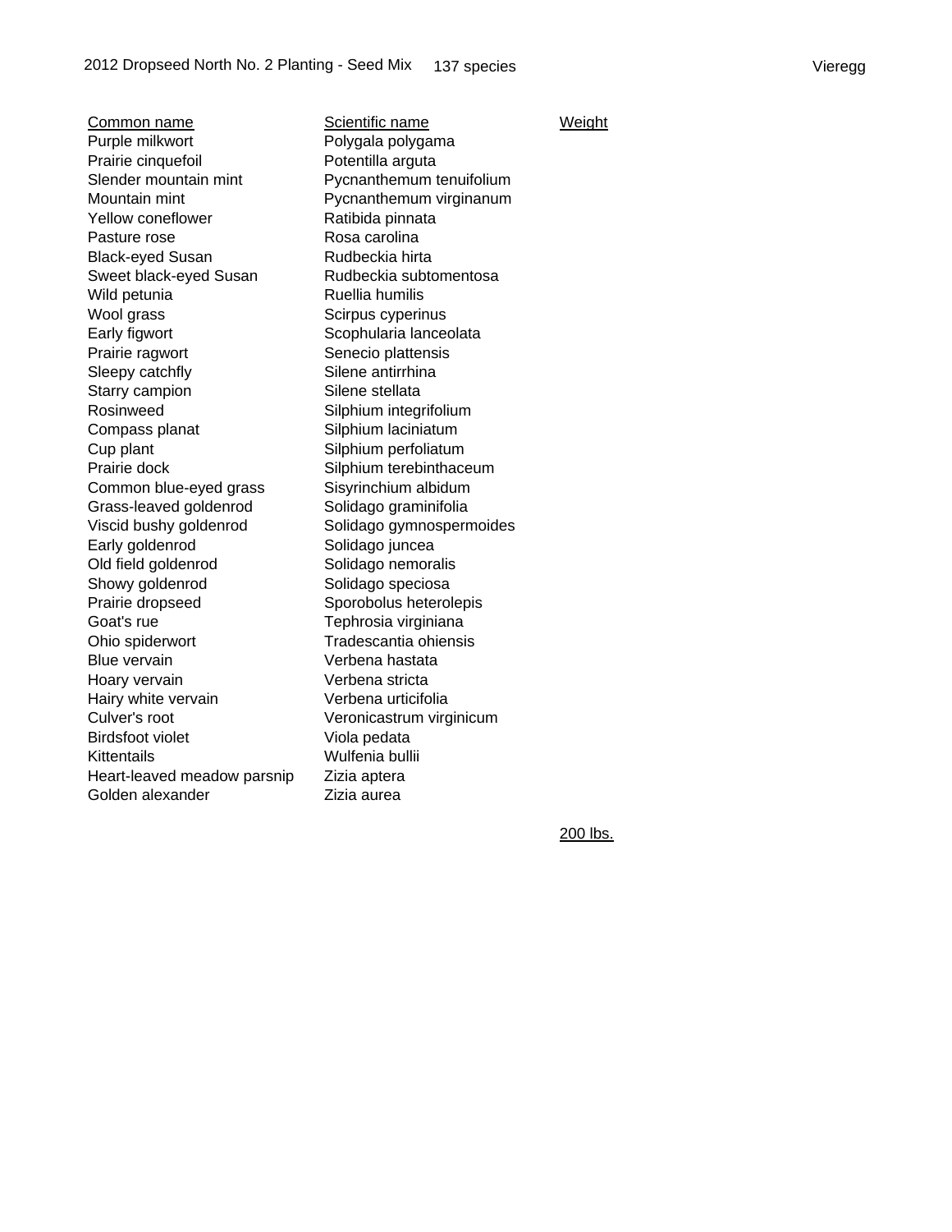2012 Dropseed North No. 2 Planting - Seed Mix 137 species Vieregg

| Common name | Scientific name | Weight |
| --- | --- | --- |
| Purple milkwort | Polygala polygama | |
| Prairie cinquefoil | Potentilla arguta | |
| Slender mountain mint | Pycnanthemum tenuifolium | |
| Mountain mint | Pycnanthemum virginanum | |
| Yellow coneflower | Ratibida pinnata | |
| Pasture rose | Rosa carolina | |
| Black-eyed Susan | Rudbeckia hirta | |
| Sweet black-eyed Susan | Rudbeckia subtomentosa | |
| Wild petunia | Ruellia humilis | |
| Wool grass | Scirpus cyperinus | |
| Early figwort | Scophularia lanceolata | |
| Prairie ragwort | Senecio plattensis | |
| Sleepy catchfly | Silene antirrhina | |
| Starry campion | Silene stellata | |
| Rosinweed | Silphium integrifolium | |
| Compass planat | Silphium laciniatum | |
| Cup plant | Silphium perfoliatum | |
| Prairie dock | Silphium terebinthaceum | |
| Common blue-eyed grass | Sisyrinchium albidum | |
| Grass-leaved goldenrod | Solidago graminifolia | |
| Viscid bushy goldenrod | Solidago gymnospermoides | |
| Early goldenrod | Solidago juncea | |
| Old field goldenrod | Solidago nemoralis | |
| Showy goldenrod | Solidago speciosa | |
| Prairie dropseed | Sporobolus heterolepis | |
| Goat's rue | Tephrosia virginiana | |
| Ohio spiderwort | Tradescantia ohiensis | |
| Blue vervain | Verbena hastata | |
| Hoary vervain | Verbena stricta | |
| Hairy white vervain | Verbena urticifolia | |
| Culver's root | Veronicastrum virginicum | |
| Birdsfoot violet | Viola pedata | |
| Kittentails | Wulfenia bullii | |
| Heart-leaved meadow parsnip | Zizia aptera | |
| Golden alexander | Zizia aurea | |
| | | 200 lbs. |